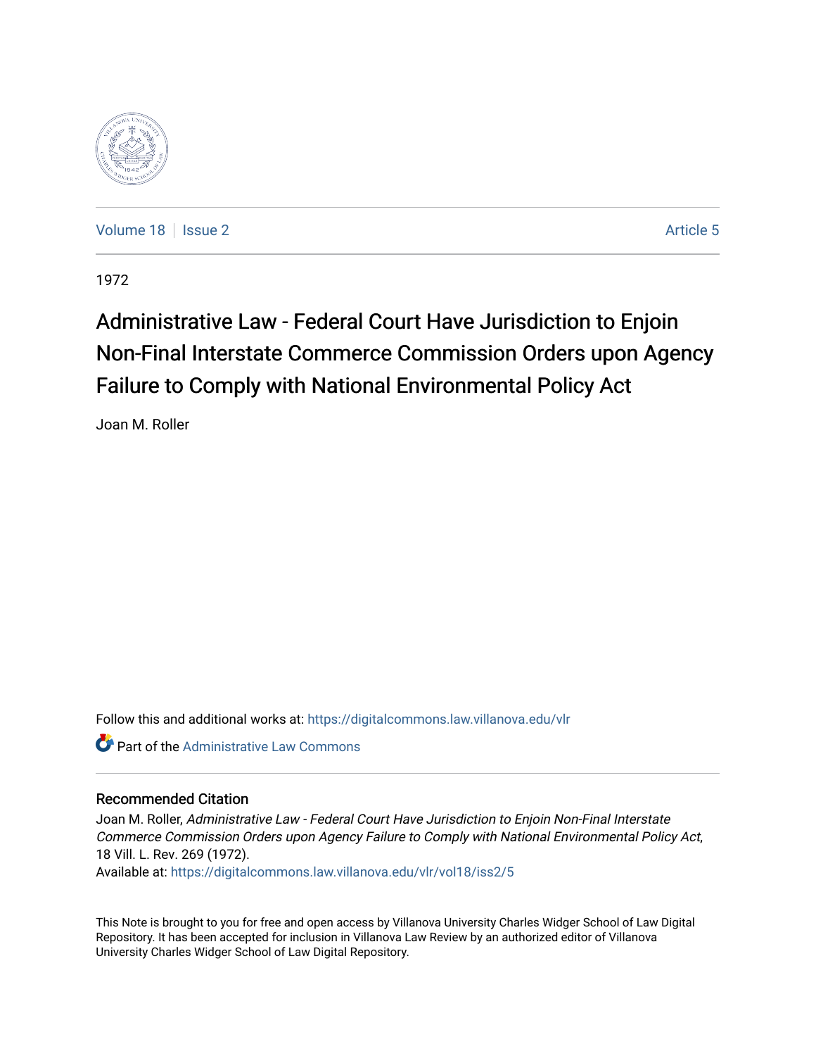Volume 18 | Issue 2 | Article 5

1972

# Administrative Law - Federal Court Have Jurisdiction to Enjoin Non-Final Interstate Commerce Commission Orders upon Agency Failure to Comply with National Environmental Policy Act

Joan M. Roller

Follow this and additional works at: https://digitalcommons.law.villanova.edu/vlr

Part of the Administrative Law Commons

## Recommended Citation

Joan M. Roller, *Administrative Law - Federal Court Have Jurisdiction to Enjoin Non-Final Interstate Commerce Commission Orders upon Agency Failure to Comply with National Environmental Policy Act*, 18 Vill. L. Rev. 269 (1972).

Available at: https://digitalcommons.law.villanova.edu/vlr/vol18/iss2/5

This Note is brought to you for free and open access by Villanova University Charles Widger School of Law Digital Repository. It has been accepted for inclusion in Villanova Law Review by an authorized editor of Villanova University Charles Widger School of Law Digital Repository.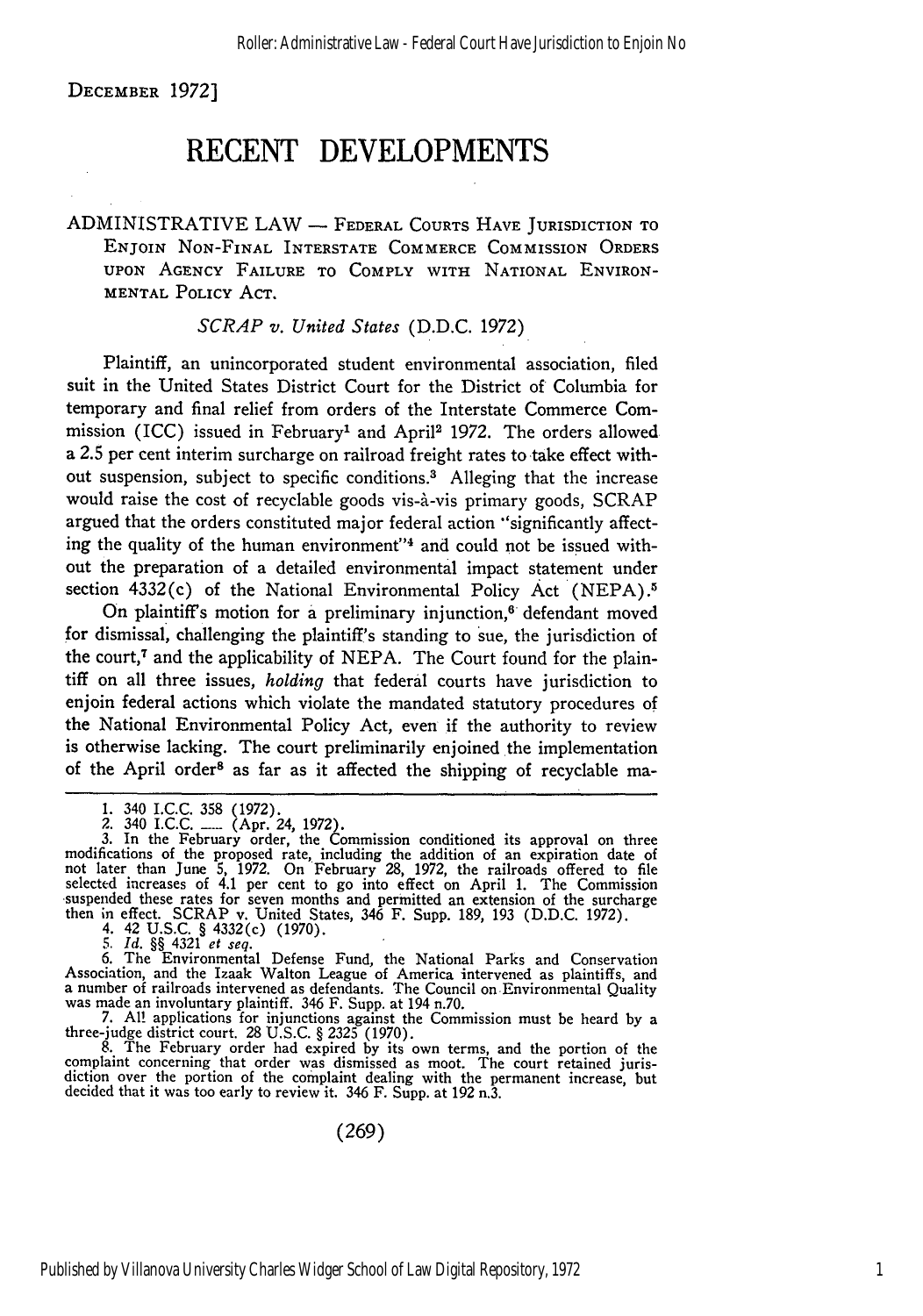DECEMBER 1972]

# RECENT DEVELOPMENTS

ADMINISTRATIVE LAW — FEDERAL COURTS HAVE JURISDICTION TO ENJOIN NON-FINAL INTERSTATE COMMERCE COMMISSION ORDERS UPON AGENCY FAILURE TO COMPLY WITH NATIONAL ENVIRONMENTAL POLICY ACT.

*SCRAP v. United States* (D.D.C. 1972)

Plaintiff, an unincorporated student environmental association, filed suit in the United States District Court for the District of Columbia for temporary and final relief from orders of the Interstate Commerce Commission (ICC) issued in February[1] and April[2] 1972. The orders allowed a 2.5 per cent interim surcharge on railroad freight rates to take effect without suspension, subject to specific conditions.[3] Alleging that the increase would raise the cost of recyclable goods vis-à-vis primary goods, SCRAP argued that the orders constituted major federal action "significantly affecting the quality of the human environment"[4] and could not be issued without the preparation of a detailed environmental impact statement under section 4332(c) of the National Environmental Policy Act (NEPA).[5]

On plaintiff's motion for a preliminary injunction,[6] defendant moved for dismissal, challenging the plaintiff's standing to sue, the jurisdiction of the court,[7] and the applicability of NEPA. The Court found for the plaintiff on all three issues, *holding* that federal courts have jurisdiction to enjoin federal actions which violate the mandated statutory procedures of the National Environmental Policy Act, even if the authority to review is otherwise lacking. The court preliminarily enjoined the implementation of the April order[8] as far as it affected the shipping of recyclable ma-

1. 340 I.C.C. 358 (1972).
2. 340 I.C.C. ___ (Apr. 24, 1972).
3. In the February order, the Commission conditioned its approval on three modifications of the proposed rate, including the addition of an expiration date of not later than June 5, 1972. On February 28, 1972, the railroads offered to file selected increases of 4.1 per cent to go into effect on April 1. The Commission suspended these rates for seven months and permitted an extension of the surcharge then in effect. SCRAP v. United States, 346 F. Supp. 189, 193 (D.D.C. 1972).
4. 42 U.S.C. § 4332(c) (1970).
5. *Id.* §§ 4321 *et seq.*
6. The Environmental Defense Fund, the National Parks and Conservation Association, and the Izaak Walton League of America intervened as plaintiffs, and a number of railroads intervened as defendants. The Council on Environmental Quality was made an involuntary plaintiff. 346 F. Supp. at 194 n.70.
7. All applications for injunctions against the Commission must be heard by a three-judge district court. 28 U.S.C. § 2325 (1970).
8. The February order had expired by its own terms, and the portion of the complaint concerning that order was dismissed as moot. The court retained jurisdiction over the portion of the complaint dealing with the permanent increase, but decided that it was too early to review it. 346 F. Supp. at 192 n.3.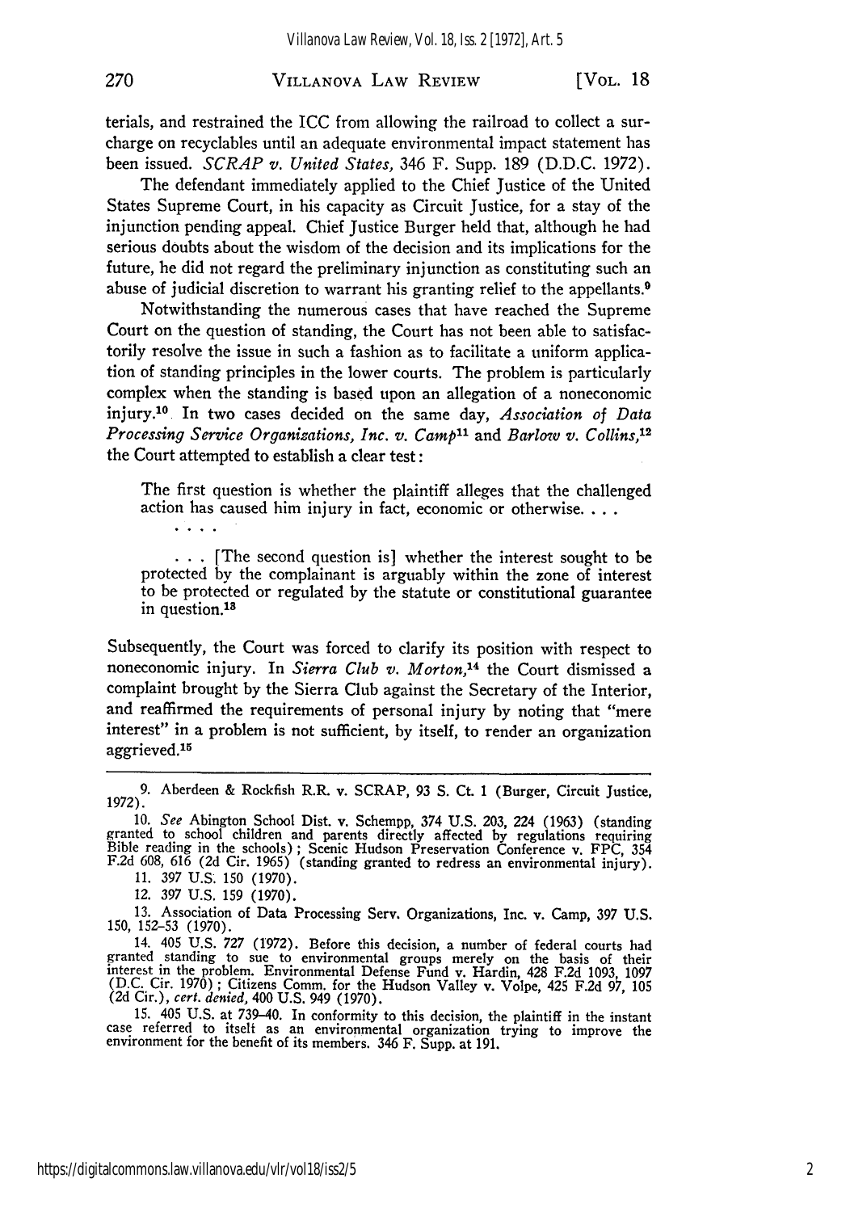terials, and restrained the ICC from allowing the railroad to collect a surcharge on recyclables until an adequate environmental impact statement has been issued. *SCRAP v. United States,* 346 F. Supp. 189 (D.D.C. 1972).

The defendant immediately applied to the Chief Justice of the United States Supreme Court, in his capacity as Circuit Justice, for a stay of the injunction pending appeal. Chief Justice Burger held that, although he had serious doubts about the wisdom of the decision and its implications for the future, he did not regard the preliminary injunction as constituting such an abuse of judicial discretion to warrant his granting relief to the appellants.[9]

Notwithstanding the numerous cases that have reached the Supreme Court on the question of standing, the Court has not been able to satisfactorily resolve the issue in such a fashion as to facilitate a uniform application of standing principles in the lower courts. The problem is particularly complex when the standing is based upon an allegation of a noneconomic injury.[10] In two cases decided on the same day, *Association of Data Processing Service Organizations, Inc. v. Camp*[11] and *Barlow v. Collins,*[12] the Court attempted to establish a clear test:

> The first question is whether the plaintiff alleges that the challenged action has caused him injury in fact, economic or otherwise. . . .
>
> . . . .
>
> . . . [The second question is] whether the interest sought to be protected by the complainant is arguably within the zone of interest to be protected or regulated by the statute or constitutional guarantee in question.[13]

Subsequently, the Court was forced to clarify its position with respect to noneconomic injury. In *Sierra Club v. Morton,*[14] the Court dismissed a complaint brought by the Sierra Club against the Secretary of the Interior, and reaffirmed the requirements of personal injury by noting that "mere interest" in a problem is not sufficient, by itself, to render an organization aggrieved.[15]

---

9. Aberdeen & Rockfish R.R. v. SCRAP, 93 S. Ct. 1 (Burger, Circuit Justice, 1972).

10. *See* Abington School Dist. v. Schempp, 374 U.S. 203, 224 (1963) (standing granted to school children and parents directly affected by regulations requiring Bible reading in the schools); Scenic Hudson Preservation Conference v. FPC, 354 F.2d 608, 616 (2d Cir. 1965) (standing granted to redress an environmental injury).

11. 397 U.S. 150 (1970).

12. 397 U.S. 159 (1970).

13. Association of Data Processing Serv. Organizations, Inc. v. Camp, 397 U.S. 150, 152–53 (1970).

14. 405 U.S. 727 (1972). Before this decision, a number of federal courts had granted standing to sue to environmental groups merely on the basis of their interest in the problem. Environmental Defense Fund v. Hardin, 428 F.2d 1093, 1097 (D.C. Cir. 1970); Citizens Comm. for the Hudson Valley v. Volpe, 425 F.2d 97, 105 (2d Cir.), *cert. denied,* 400 U.S. 949 (1970).

15. 405 U.S. at 739–40. In conformity to this decision, the plaintiff in the instant case referred to itself as an environmental organization trying to improve the environment for the benefit of its members. 346 F. Supp. at 191.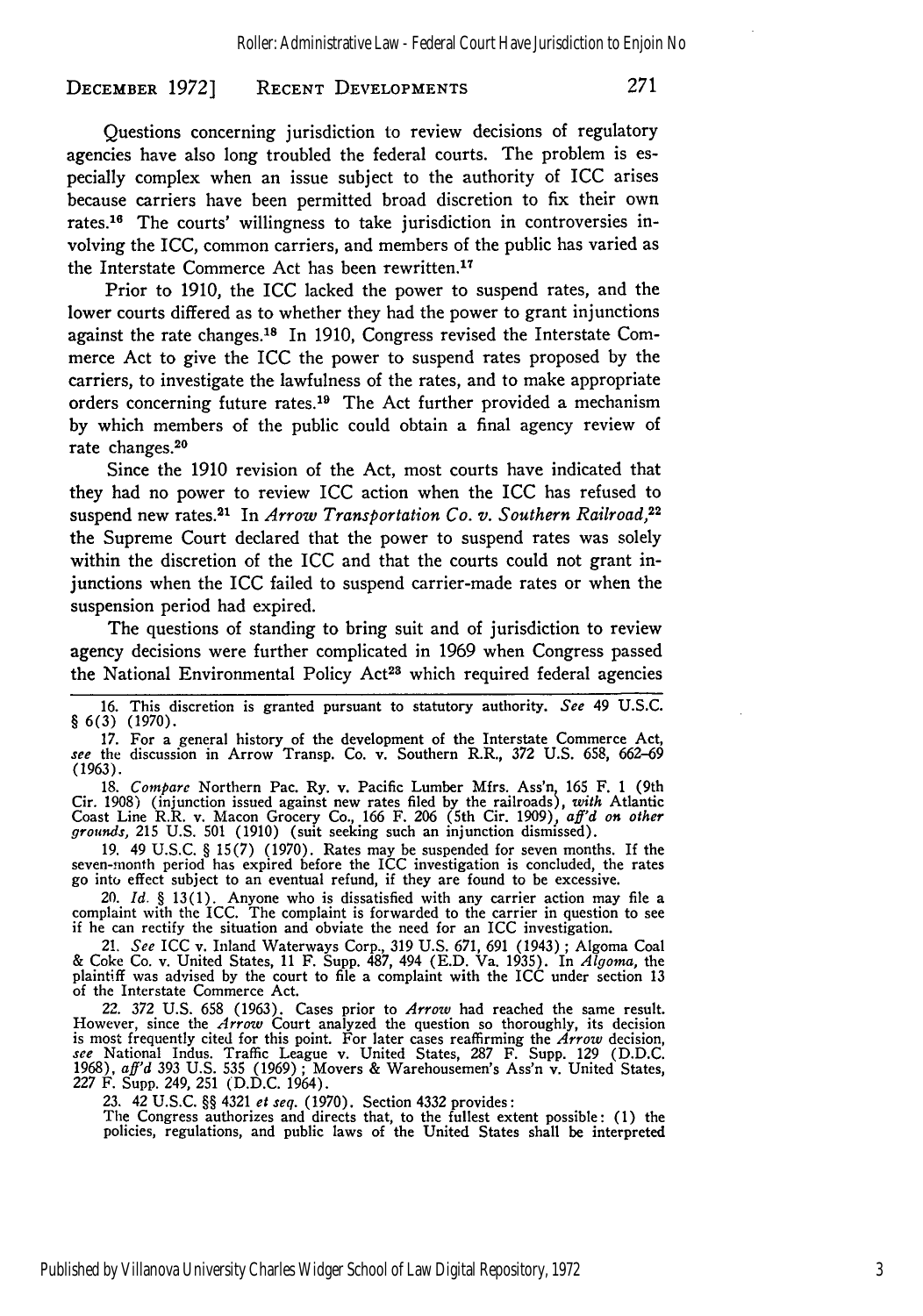Questions concerning jurisdiction to review decisions of regulatory agencies have also long troubled the federal courts. The problem is especially complex when an issue subject to the authority of ICC arises because carriers have been permitted broad discretion to fix their own rates.[16] The courts' willingness to take jurisdiction in controversies involving the ICC, common carriers, and members of the public has varied as the Interstate Commerce Act has been rewritten.[17]

Prior to 1910, the ICC lacked the power to suspend rates, and the lower courts differed as to whether they had the power to grant injunctions against the rate changes.[18] In 1910, Congress revised the Interstate Commerce Act to give the ICC the power to suspend rates proposed by the carriers, to investigate the lawfulness of the rates, and to make appropriate orders concerning future rates.[19] The Act further provided a mechanism by which members of the public could obtain a final agency review of rate changes.[20]

Since the 1910 revision of the Act, most courts have indicated that they had no power to review ICC action when the ICC has refused to suspend new rates.[21] In *Arrow Transportation Co. v. Southern Railroad,*[22] the Supreme Court declared that the power to suspend rates was solely within the discretion of the ICC and that the courts could not grant injunctions when the ICC failed to suspend carrier-made rates or when the suspension period had expired.

The questions of standing to bring suit and of jurisdiction to review agency decisions were further complicated in 1969 when Congress passed the National Environmental Policy Act[23] which required federal agencies

---

16. This discretion is granted pursuant to statutory authority. *See* 49 U.S.C. § 6(3) (1970).

17. For a general history of the development of the Interstate Commerce Act, *see* the discussion in Arrow Transp. Co. v. Southern R.R., 372 U.S. 658, 662–69 (1963).

18. *Compare* Northern Pac. Ry. v. Pacific Lumber Mfrs. Ass'n, 165 F. 1 (9th Cir. 1908) (injunction issued against new rates filed by the railroads), *with* Atlantic Coast Line R.R. v. Macon Grocery Co., 166 F. 206 (5th Cir. 1909), *aff'd on other grounds,* 215 U.S. 501 (1910) (suit seeking such an injunction dismissed).

19. 49 U.S.C. § 15(7) (1970). Rates may be suspended for seven months. If the seven-month period has expired before the ICC investigation is concluded, the rates go into effect subject to an eventual refund, if they are found to be excessive.

20. *Id.* § 13(1). Anyone who is dissatisfied with any carrier action may file a complaint with the ICC. The complaint is forwarded to the carrier in question to see if he can rectify the situation and obviate the need for an ICC investigation.

21. *See* ICC v. Inland Waterways Corp., 319 U.S. 671, 691 (1943); Algoma Coal & Coke Co. v. United States, 11 F. Supp. 487, 494 (E.D. Va. 1935). In *Algoma,* the plaintiff was advised by the court to file a complaint with the ICC under section 13 of the Interstate Commerce Act.

22. 372 U.S. 658 (1963). Cases prior to *Arrow* had reached the same result. However, since the *Arrow* Court analyzed the question so thoroughly, its decision is most frequently cited for this point. For later cases reaffirming the *Arrow* decision, *see* National Indus. Traffic League v. United States, 287 F. Supp. 129 (D.D.C. 1968), *aff'd* 393 U.S. 535 (1969); Movers & Warehousemen's Ass'n v. United States, 227 F. Supp. 249, 251 (D.D.C. 1964).

23. 42 U.S.C. §§ 4321 *et seq.* (1970). Section 4332 provides:

The Congress authorizes and directs that, to the fullest extent possible: (1) the policies, regulations, and public laws of the United States shall be interpreted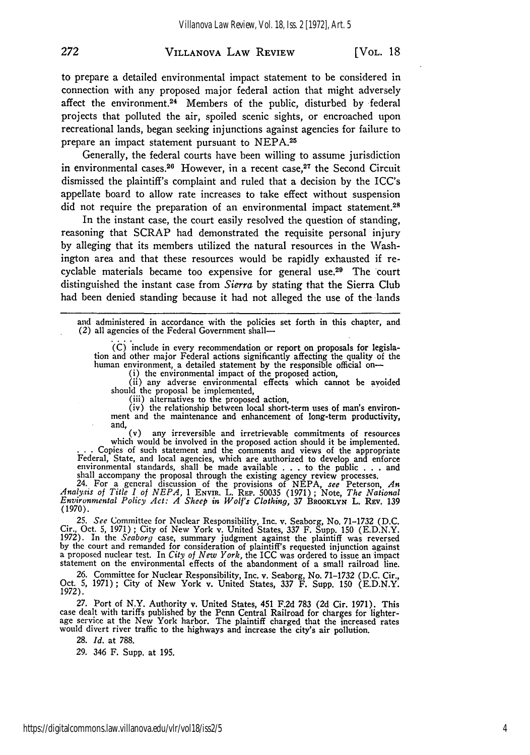to prepare a detailed environmental impact statement to be considered in connection with any proposed major federal action that might adversely affect the environment.[24] Members of the public, disturbed by federal projects that polluted the air, spoiled scenic sights, or encroached upon recreational lands, began seeking injunctions against agencies for failure to prepare an impact statement pursuant to NEPA.[25]

Generally, the federal courts have been willing to assume jurisdiction in environmental cases.[26] However, in a recent case,[27] the Second Circuit dismissed the plaintiff's complaint and ruled that a decision by the ICC's appellate board to allow rate increases to take effect without suspension did not require the preparation of an environmental impact statement.[28]

In the instant case, the court easily resolved the question of standing, reasoning that SCRAP had demonstrated the requisite personal injury by alleging that its members utilized the natural resources in the Washington area and that these resources would be rapidly exhausted if recyclable materials became too expensive for general use.[29] The court distinguished the instant case from *Sierra* by stating that the Sierra Club had been denied standing because it had not alleged the use of the lands

---

and administered in accordance with the policies set forth in this chapter, and (2) all agencies of the Federal Government shall—

. . .

(C) include in every recommendation or report on proposals for legislation and other major Federal actions significantly affecting the quality of the human environment, a detailed statement by the responsible official on—

(i) the environmental impact of the proposed action,

(ii) any adverse environmental effects which cannot be avoided should the proposal be implemented,

(iii) alternatives to the proposed action,

(iv) the relationship between local short-term uses of man's environment and the maintenance and enhancement of long-term productivity, and,

(v) any irreversible and irretrievable commitments of resources which would be involved in the proposed action should it be implemented.

. . . Copies of such statement and the comments and views of the appropriate Federal, State, and local agencies, which are authorized to develop and enforce environmental standards, shall be made available . . . to the public . . . and shall accompany the proposal through the existing agency review processes.

24. For a general discussion of the provisions of NEPA, *see* Peterson, *An Analysis of Title I of NEPA*, 1 ENVIR. L. REP. 50035 (1971); Note, *The National Environmental Policy Act: A Sheep in Wolf's Clothing*, 37 BROOKLYN L. REV. 139 (1970).

25. *See* Committee for Nuclear Responsibility, Inc. v. Seaborg, No. 71-1732 (D.C. Cir., Oct. 5, 1971); City of New York v. United States, 337 F. Supp. 150 (E.D.N.Y. 1972). In the *Seaborg* case, summary judgment against the plaintiff was reversed by the court and remanded for consideration of plaintiff's requested injunction against a proposed nuclear test. In *City of New York*, the ICC was ordered to issue an impact statement on the environmental effects of the abandonment of a small railroad line.

26. Committee for Nuclear Responsibility, Inc. v. Seaborg, No. 71-1732 (D.C. Cir., Oct. 5, 1971); City of New York v. United States, 337 F. Supp. 150 (E.D.N.Y. 1972).

27. Port of N.Y. Authority v. United States, 451 F.2d 783 (2d Cir. 1971). This case dealt with tariffs published by the Penn Central Railroad for charges for lighterage service at the New York harbor. The plaintiff charged that the increased rates would divert river traffic to the highways and increase the city's air pollution.

28. *Id.* at 788.

29. 346 F. Supp. at 195.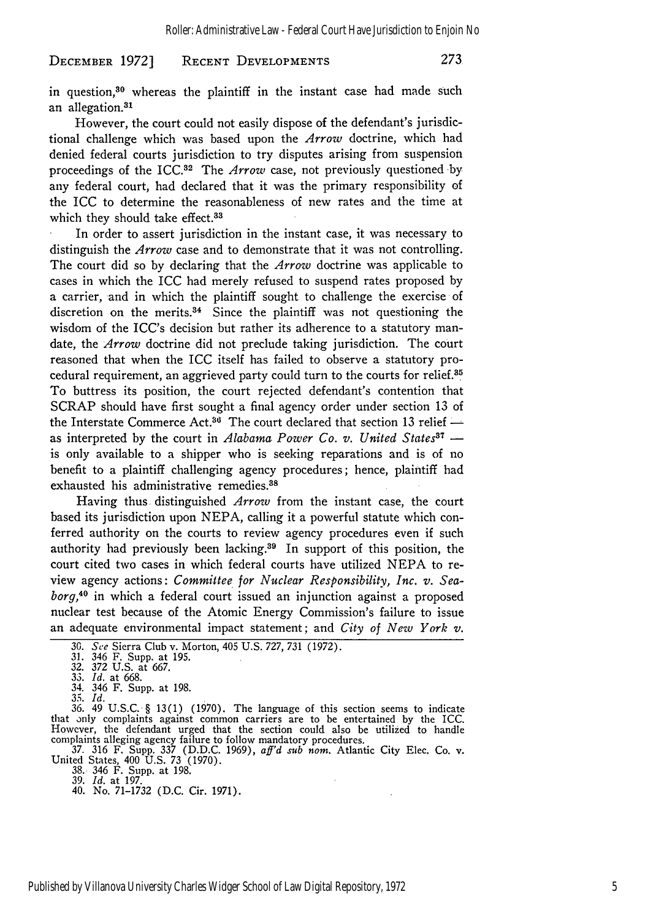in question,[30] whereas the plaintiff in the instant case had made such an allegation.[31]

However, the court could not easily dispose of the defendant's jurisdictional challenge which was based upon the *Arrow* doctrine, which had denied federal courts jurisdiction to try disputes arising from suspension proceedings of the ICC.[32] The *Arrow* case, not previously questioned by any federal court, had declared that it was the primary responsibility of the ICC to determine the reasonableness of new rates and the time at which they should take effect.[33]

In order to assert jurisdiction in the instant case, it was necessary to distinguish the *Arrow* case and to demonstrate that it was not controlling. The court did so by declaring that the *Arrow* doctrine was applicable to cases in which the ICC had merely refused to suspend rates proposed by a carrier, and in which the plaintiff sought to challenge the exercise of discretion on the merits.[34] Since the plaintiff was not questioning the wisdom of the ICC's decision but rather its adherence to a statutory mandate, the *Arrow* doctrine did not preclude taking jurisdiction. The court reasoned that when the ICC itself has failed to observe a statutory procedural requirement, an aggrieved party could turn to the courts for relief.[35] To buttress its position, the court rejected defendant's contention that SCRAP should have first sought a final agency order under section 13 of the Interstate Commerce Act.[36] The court declared that section 13 relief — as interpreted by the court in *Alabama Power Co. v. United States*[37] — is only available to a shipper who is seeking reparations and is of no benefit to a plaintiff challenging agency procedures; hence, plaintiff had exhausted his administrative remedies.[38]

Having thus distinguished *Arrow* from the instant case, the court based its jurisdiction upon NEPA, calling it a powerful statute which conferred authority on the courts to review agency procedures even if such authority had previously been lacking.[39] In support of this position, the court cited two cases in which federal courts have utilized NEPA to review agency actions: *Committee for Nuclear Responsibility, Inc. v. Seaborg*,[40] in which a federal court issued an injunction against a proposed nuclear test because of the Atomic Energy Commission's failure to issue an adequate environmental impact statement; and *City of New York v.*

---

30. *See* Sierra Club v. Morton, 405 U.S. 727, 731 (1972).
31. 346 F. Supp. at 195.
32. 372 U.S. at 667.
33. *Id.* at 668.
34. 346 F. Supp. at 198.
35. *Id.*
36. 49 U.S.C. § 13(1) (1970). The language of this section seems to indicate that only complaints against common carriers are to be entertained by the ICC. However, the defendant urged that the section could also be utilized to handle complaints alleging agency failure to follow mandatory procedures.
37. 316 F. Supp. 337 (D.D.C. 1969), *aff'd sub nom.* Atlantic City Elec. Co. v. United States, 400 U.S. 73 (1970).
38. 346 F. Supp. at 198.
39. *Id.* at 197.
40. No. 71-1732 (D.C. Cir. 1971).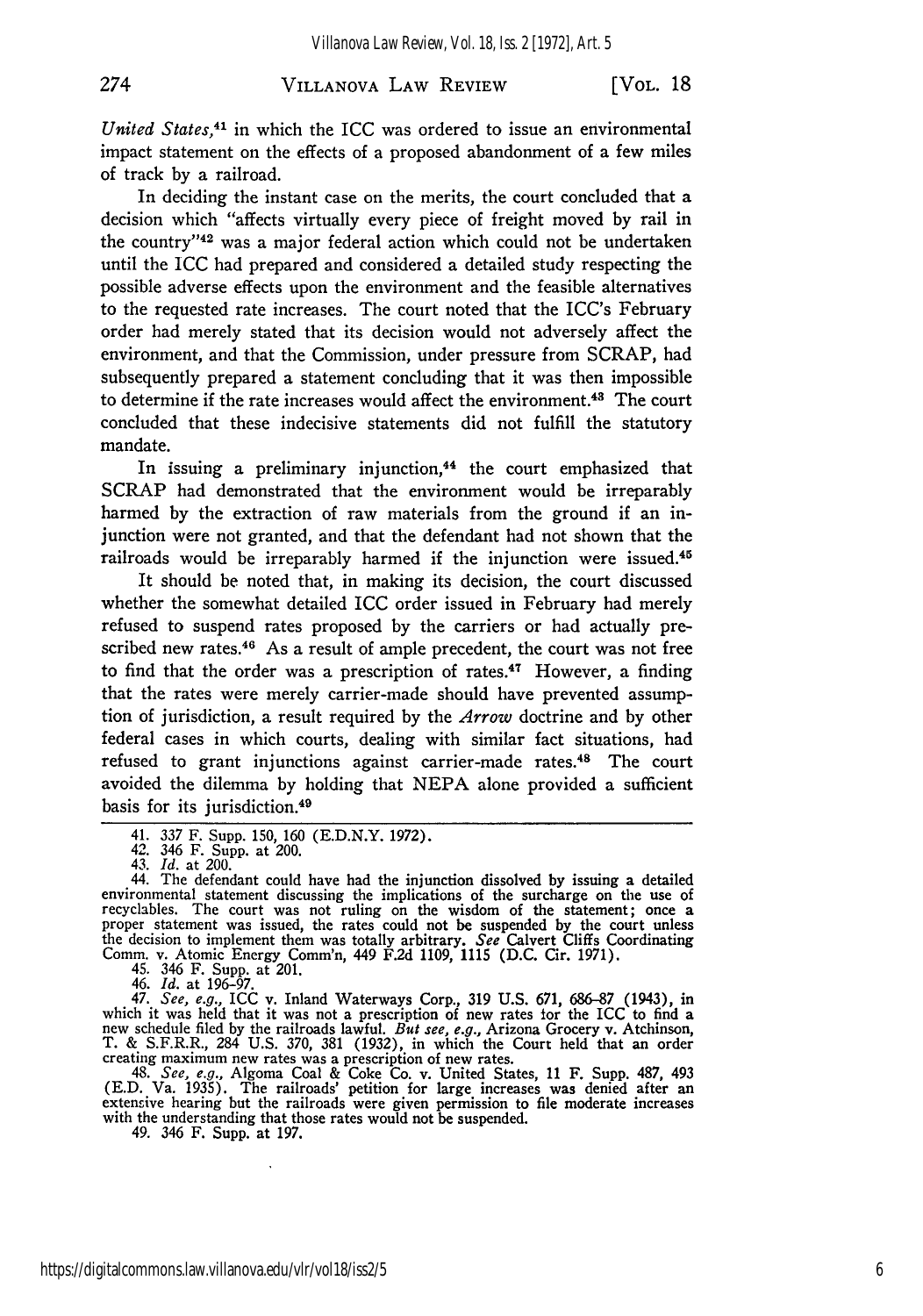*United States*,[41] in which the ICC was ordered to issue an environmental impact statement on the effects of a proposed abandonment of a few miles of track by a railroad.

In deciding the instant case on the merits, the court concluded that a decision which "affects virtually every piece of freight moved by rail in the country"[42] was a major federal action which could not be undertaken until the ICC had prepared and considered a detailed study respecting the possible adverse effects upon the environment and the feasible alternatives to the requested rate increases. The court noted that the ICC's February order had merely stated that its decision would not adversely affect the environment, and that the Commission, under pressure from SCRAP, had subsequently prepared a statement concluding that it was then impossible to determine if the rate increases would affect the environment.[43] The court concluded that these indecisive statements did not fulfill the statutory mandate.

In issuing a preliminary injunction,[44] the court emphasized that SCRAP had demonstrated that the environment would be irreparably harmed by the extraction of raw materials from the ground if an injunction were not granted, and that the defendant had not shown that the railroads would be irreparably harmed if the injunction were issued.[45]

It should be noted that, in making its decision, the court discussed whether the somewhat detailed ICC order issued in February had merely refused to suspend rates proposed by the carriers or had actually prescribed new rates.[46] As a result of ample precedent, the court was not free to find that the order was a prescription of rates.[47] However, a finding that the rates were merely carrier-made should have prevented assumption of jurisdiction, a result required by the *Arrow* doctrine and by other federal cases in which courts, dealing with similar fact situations, had refused to grant injunctions against carrier-made rates.[48] The court avoided the dilemma by holding that NEPA alone provided a sufficient basis for its jurisdiction.[49]

---

41. 337 F. Supp. 150, 160 (E.D.N.Y. 1972).

42. 346 F. Supp. at 200.

43. *Id.* at 200.

44. The defendant could have had the injunction dissolved by issuing a detailed environmental statement discussing the implications of the surcharge on the use of recyclables. The court was not ruling on the wisdom of the statement; once a proper statement was issued, the rates could not be suspended by the court unless the decision to implement them was totally arbitrary. *See* Calvert Cliffs Coordinating Comm. v. Atomic Energy Comm'n, 449 F.2d 1109, 1115 (D.C. Cir. 1971).

45. 346 F. Supp. at 201.

46. *Id.* at 196–97.

47. *See, e.g.*, ICC v. Inland Waterways Corp., 319 U.S. 671, 686–87 (1943), in which it was held that it was not a prescription of new rates for the ICC to find a new schedule filed by the railroads lawful. *But see, e.g.*, Arizona Grocery v. Atchinson, T. & S.F.R.R., 284 U.S. 370, 381 (1932), in which the Court held that an order creating maximum new rates was a prescription of new rates.

48. *See, e.g.*, Algoma Coal & Coke Co. v. United States, 11 F. Supp. 487, 493 (E.D. Va. 1935). The railroads' petition for large increases was denied after an extensive hearing but the railroads were given permission to file moderate increases with the understanding that those rates would not be suspended.

49. 346 F. Supp. at 197.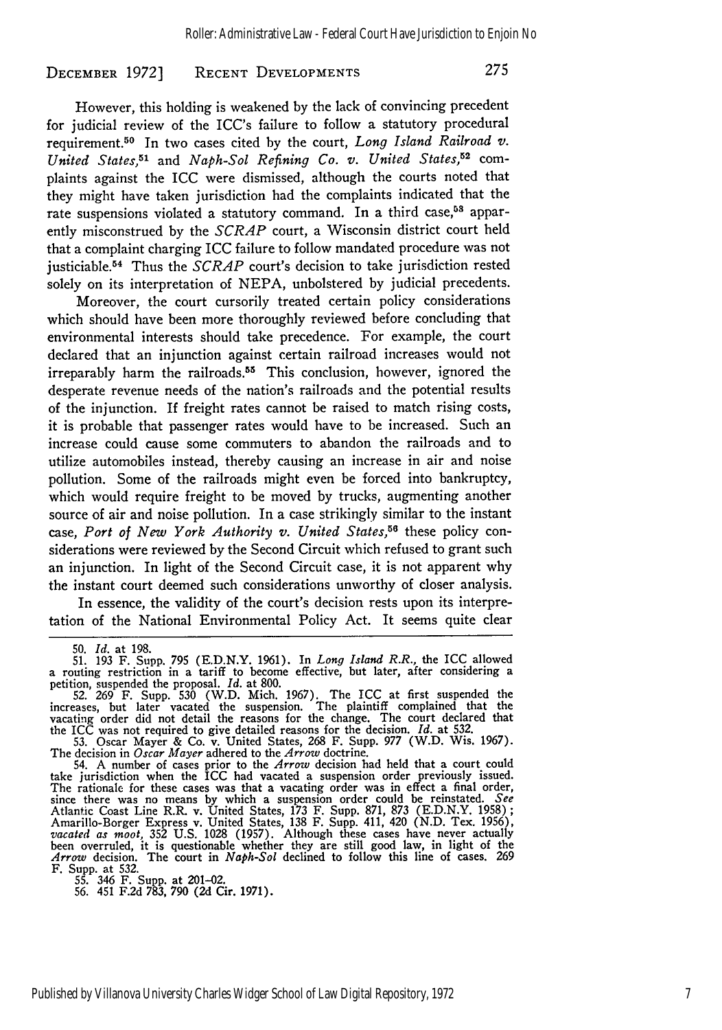However, this holding is weakened by the lack of convincing precedent for judicial review of the ICC's failure to follow a statutory procedural requirement.[50] In two cases cited by the court, *Long Island Railroad v. United States*,[51] and *Naph-Sol Refining Co. v. United States*,[52] complaints against the ICC were dismissed, although the courts noted that they might have taken jurisdiction had the complaints indicated that the rate suspensions violated a statutory command. In a third case,[53] apparently misconstrued by the *SCRAP* court, a Wisconsin district court held that a complaint charging ICC failure to follow mandated procedure was not justiciable.[54] Thus the *SCRAP* court's decision to take jurisdiction rested solely on its interpretation of NEPA, unbolstered by judicial precedents.

Moreover, the court cursorily treated certain policy considerations which should have been more thoroughly reviewed before concluding that environmental interests should take precedence. For example, the court declared that an injunction against certain railroad increases would not irreparably harm the railroads.[55] This conclusion, however, ignored the desperate revenue needs of the nation's railroads and the potential results of the injunction. If freight rates cannot be raised to match rising costs, it is probable that passenger rates would have to be increased. Such an increase could cause some commuters to abandon the railroads and to utilize automobiles instead, thereby causing an increase in air and noise pollution. Some of the railroads might even be forced into bankruptcy, which would require freight to be moved by trucks, augmenting another source of air and noise pollution. In a case strikingly similar to the instant case, *Port of New York Authority v. United States*,[56] these policy considerations were reviewed by the Second Circuit which refused to grant such an injunction. In light of the Second Circuit case, it is not apparent why the instant court deemed such considerations unworthy of closer analysis.

In essence, the validity of the court's decision rests upon its interpretation of the National Environmental Policy Act. It seems quite clear

---

50. *Id.* at 198.

51. 193 F. Supp. 795 (E.D.N.Y. 1961). In *Long Island R.R.*, the ICC allowed a routing restriction in a tariff to become effective, but later, after considering a petition, suspended the proposal. *Id.* at 800.

52. 269 F. Supp. 530 (W.D. Mich. 1967). The ICC at first suspended the increases, but later vacated the suspension. The plaintiff complained that the vacating order did not detail the reasons for the change. The court declared that the ICC was not required to give detailed reasons for the decision. *Id.* at 532.

53. Oscar Mayer & Co. v. United States, 268 F. Supp. 977 (W.D. Wis. 1967). The decision in *Oscar Mayer* adhered to the *Arrow* doctrine.

54. A number of cases prior to the *Arrow* decision had held that a court could take jurisdiction when the ICC had vacated a suspension order previously issued. The rationale for these cases was that a vacating order was in effect a final order, since there was no means by which a suspension order could be reinstated. *See* Atlantic Coast Line R.R. v. United States, 173 F. Supp. 871, 873 (E.D.N.Y. 1958); Amarillo-Borger Express v. United States, 138 F. Supp. 411, 420 (N.D. Tex. 1956), *vacated as moot*, 352 U.S. 1028 (1957). Although these cases have never actually been overruled, it is questionable whether they are still good law, in light of the *Arrow* decision. The court in *Naph-Sol* declined to follow this line of cases. 269 F. Supp. at 532.

55. 346 F. Supp. at 201–02.

56. 451 F.2d 783, 790 (2d Cir. 1971).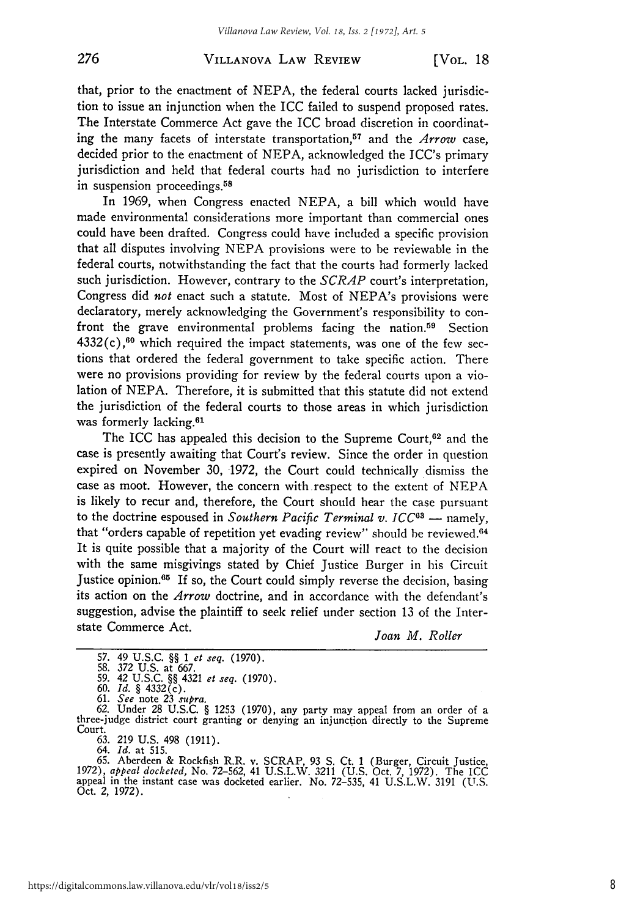that, prior to the enactment of NEPA, the federal courts lacked jurisdiction to issue an injunction when the ICC failed to suspend proposed rates. The Interstate Commerce Act gave the ICC broad discretion in coordinating the many facets of interstate transportation,[57] and the *Arrow* case, decided prior to the enactment of NEPA, acknowledged the ICC's primary jurisdiction and held that federal courts had no jurisdiction to interfere in suspension proceedings.[58]

In 1969, when Congress enacted NEPA, a bill which would have made environmental considerations more important than commercial ones could have been drafted. Congress could have included a specific provision that all disputes involving NEPA provisions were to be reviewable in the federal courts, notwithstanding the fact that the courts had formerly lacked such jurisdiction. However, contrary to the *SCRAP* court's interpretation, Congress did *not* enact such a statute. Most of NEPA's provisions were declaratory, merely acknowledging the Government's responsibility to confront the grave environmental problems facing the nation.[59] Section 4332(c),[60] which required the impact statements, was one of the few sections that ordered the federal government to take specific action. There were no provisions providing for review by the federal courts upon a violation of NEPA. Therefore, it is submitted that this statute did not extend the jurisdiction of the federal courts to those areas in which jurisdiction was formerly lacking.[61]

The ICC has appealed this decision to the Supreme Court,[62] and the case is presently awaiting that Court's review. Since the order in question expired on November 30, 1972, the Court could technically dismiss the case as moot. However, the concern with respect to the extent of NEPA is likely to recur and, therefore, the Court should hear the case pursuant to the doctrine espoused in *Southern Pacific Terminal v. ICC*[63] — namely, that "orders capable of repetition yet evading review" should be reviewed.[64] It is quite possible that a majority of the Court will react to the decision with the same misgivings stated by Chief Justice Burger in his Circuit Justice opinion.[65] If so, the Court could simply reverse the decision, basing its action on the *Arrow* doctrine, and in accordance with the defendant's suggestion, advise the plaintiff to seek relief under section 13 of the Interstate Commerce Act.

*Joan M. Roller*

---

57. 49 U.S.C. §§ 1 *et seq.* (1970).
58. 372 U.S. at 667.
59. 42 U.S.C. §§ 4321 *et seq.* (1970).
60. *Id.* § 4332(c).
61. *See* note 23 *supra.*
62. Under 28 U.S.C. § 1253 (1970), any party may appeal from an order of a three-judge district court granting or denying an injunction directly to the Supreme Court.
63. 219 U.S. 498 (1911).
64. *Id.* at 515.
65. Aberdeen & Rockfish R.R. v. SCRAP, 93 S. Ct. 1 (Burger, Circuit Justice, 1972), *appeal docketed,* No. 72-562, 41 U.S.L.W. 3211 (U.S. Oct. 7, 1972). The ICC appeal in the instant case was docketed earlier. No. 72-535, 41 U.S.L.W. 3191 (U.S. Oct. 2, 1972).